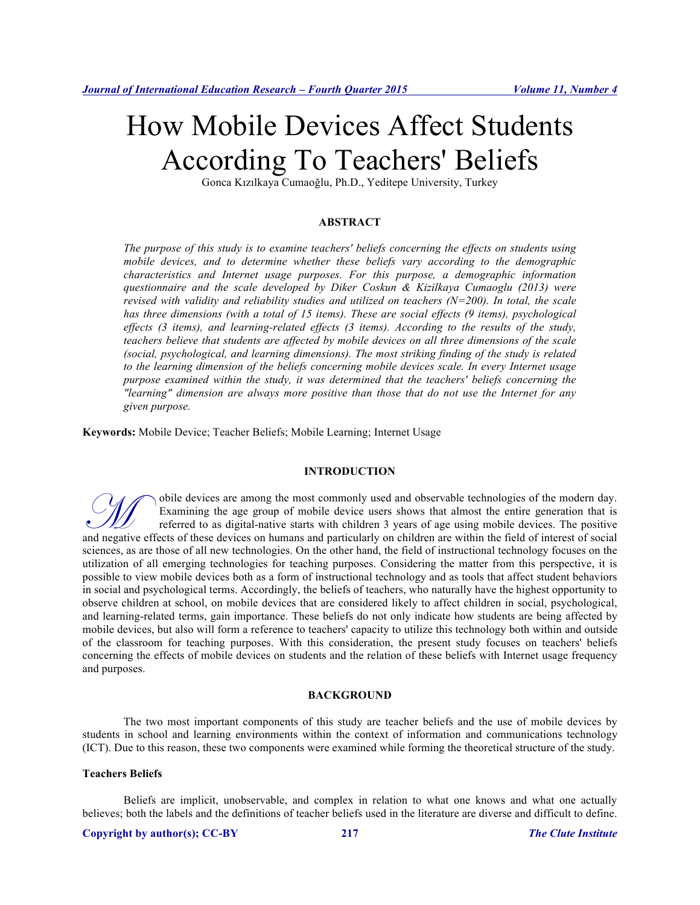# How Mobile Devices Affect Students According To Teachers' Beliefs

Gonca Kızılkaya Cumaoğlu, Ph.D., Yeditepe University, Turkey

## ABSTRACT

*The purpose of this study is to examine teachers' beliefs concerning the effects on students using mobile devices, and to determine whether these beliefs vary according to the demographic characteristics and Internet usage purposes. For this purpose, a demographic information questionnaire and the scale developed by Diker Coskun & Kizilkaya Cumaoglu (2013) were revised with validity and reliability studies and utilized on teachers (N=200). In total, the scale has three dimensions (with a total of 15 items). These are social effects (9 items), psychological effects (3 items), and learning-related effects (3 items). According to the results of the study, teachers believe that students are affected by mobile devices on all three dimensions of the scale (social, psychological, and learning dimensions). The most striking finding of the study is related to the learning dimension of the beliefs concerning mobile devices scale. In every Internet usage purpose examined within the study, it was determined that the teachers' beliefs concerning the "learning" dimension are always more positive than those that do not use the Internet for any given purpose.*

**Keywords:** Mobile Device; Teacher Beliefs; Mobile Learning; Internet Usage

## INTRODUCTION

Mobile devices are among the most commonly used and observable technologies of the modern day. Examining the age group of mobile device users shows that almost the entire generation that is referred to as digital-native starts with children 3 years of age using mobile devices. The positive and negative effects of these devices on humans and particularly on children are within the field of interest of social sciences, as are those of all new technologies. On the other hand, the field of instructional technology focuses on the utilization of all emerging technologies for teaching purposes. Considering the matter from this perspective, it is possible to view mobile devices both as a form of instructional technology and as tools that affect student behaviors in social and psychological terms. Accordingly, the beliefs of teachers, who naturally have the highest opportunity to observe children at school, on mobile devices that are considered likely to affect children in social, psychological, and learning-related terms, gain importance. These beliefs do not only indicate how students are being affected by mobile devices, but also will form a reference to teachers' capacity to utilize this technology both within and outside of the classroom for teaching purposes. With this consideration, the present study focuses on teachers' beliefs concerning the effects of mobile devices on students and the relation of these beliefs with Internet usage frequency and purposes.

## BACKGROUND

The two most important components of this study are teacher beliefs and the use of mobile devices by students in school and learning environments within the context of information and communications technology (ICT). Due to this reason, these two components were examined while forming the theoretical structure of the study.

### Teachers Beliefs

Beliefs are implicit, unobservable, and complex in relation to what one knows and what one actually believes; both the labels and the definitions of teacher beliefs used in the literature are diverse and difficult to define.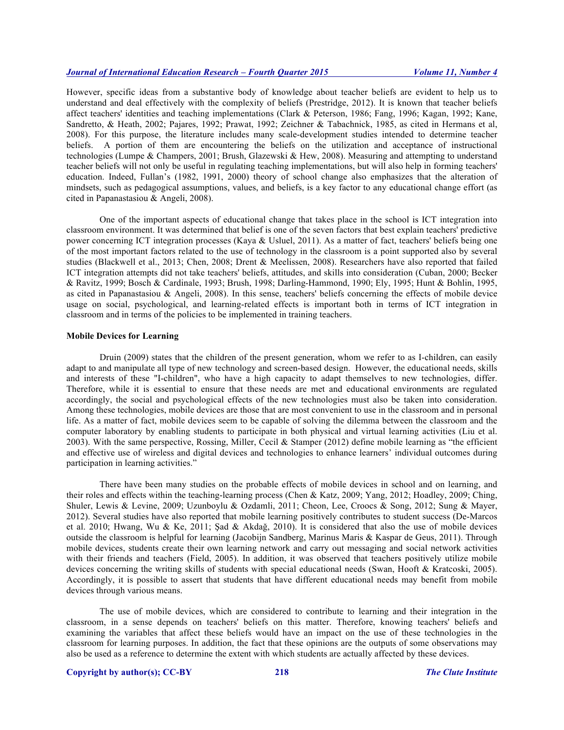However, specific ideas from a substantive body of knowledge about teacher beliefs are evident to help us to understand and deal effectively with the complexity of beliefs (Prestridge, 2012). It is known that teacher beliefs affect teachers' identities and teaching implementations (Clark & Peterson, 1986; Fang, 1996; Kagan, 1992; Kane, Sandretto, & Heath, 2002; Pajares, 1992; Prawat, 1992; Zeichner & Tabachnick, 1985, as cited in Hermans et al, 2008). For this purpose, the literature includes many scale-development studies intended to determine teacher beliefs. A portion of them are encountering the beliefs on the utilization and acceptance of instructional technologies (Lumpe & Champers, 2001; Brush, Glazewski & Hew, 2008). Measuring and attempting to understand teacher beliefs will not only be useful in regulating teaching implementations, but will also help in forming teachers' education. Indeed, Fullan's (1982, 1991, 2000) theory of school change also emphasizes that the alteration of mindsets, such as pedagogical assumptions, values, and beliefs, is a key factor to any educational change effort (as cited in Papanastasiou & Angeli, 2008).

One of the important aspects of educational change that takes place in the school is ICT integration into classroom environment. It was determined that belief is one of the seven factors that best explain teachers' predictive power concerning ICT integration processes (Kaya & Usluel, 2011). As a matter of fact, teachers' beliefs being one of the most important factors related to the use of technology in the classroom is a point supported also by several studies (Blackwell et al., 2013; Chen, 2008; Drent & Meelissen, 2008). Researchers have also reported that failed ICT integration attempts did not take teachers' beliefs, attitudes, and skills into consideration (Cuban, 2000; Becker & Ravitz, 1999; Bosch & Cardinale, 1993; Brush, 1998; Darling-Hammond, 1990; Ely, 1995; Hunt & Bohlin, 1995, as cited in Papanastasiou & Angeli, 2008). In this sense, teachers' beliefs concerning the effects of mobile device usage on social, psychological, and learning-related effects is important both in terms of ICT integration in classroom and in terms of the policies to be implemented in training teachers.

**Mobile Devices for Learning**

Druin (2009) states that the children of the present generation, whom we refer to as I-children, can easily adapt to and manipulate all type of new technology and screen-based design. However, the educational needs, skills and interests of these "I-children", who have a high capacity to adapt themselves to new technologies, differ. Therefore, while it is essential to ensure that these needs are met and educational environments are regulated accordingly, the social and psychological effects of the new technologies must also be taken into consideration. Among these technologies, mobile devices are those that are most convenient to use in the classroom and in personal life. As a matter of fact, mobile devices seem to be capable of solving the dilemma between the classroom and the computer laboratory by enabling students to participate in both physical and virtual learning activities (Liu et al. 2003). With the same perspective, Rossing, Miller, Cecil & Stamper (2012) define mobile learning as "the efficient and effective use of wireless and digital devices and technologies to enhance learners' individual outcomes during participation in learning activities."

There have been many studies on the probable effects of mobile devices in school and on learning, and their roles and effects within the teaching-learning process (Chen & Katz, 2009; Yang, 2012; Hoadley, 2009; Ching, Shuler, Lewis & Levine, 2009; Uzunboylu & Ozdamli, 2011; Cheon, Lee, Croocs & Song, 2012; Sung & Mayer, 2012). Several studies have also reported that mobile learning positively contributes to student success (De-Marcos et al. 2010; Hwang, Wu & Ke, 2011; Şad & Akdağ, 2010). It is considered that also the use of mobile devices outside the classroom is helpful for learning (Jacobijn Sandberg, Marinus Maris & Kaspar de Geus, 2011). Through mobile devices, students create their own learning network and carry out messaging and social network activities with their friends and teachers (Field, 2005). In addition, it was observed that teachers positively utilize mobile devices concerning the writing skills of students with special educational needs (Swan, Hooft & Kratcoski, 2005). Accordingly, it is possible to assert that students that have different educational needs may benefit from mobile devices through various means.

The use of mobile devices, which are considered to contribute to learning and their integration in the classroom, in a sense depends on teachers' beliefs on this matter. Therefore, knowing teachers' beliefs and examining the variables that affect these beliefs would have an impact on the use of these technologies in the classroom for learning purposes. In addition, the fact that these opinions are the outputs of some observations may also be used as a reference to determine the extent with which students are actually affected by these devices.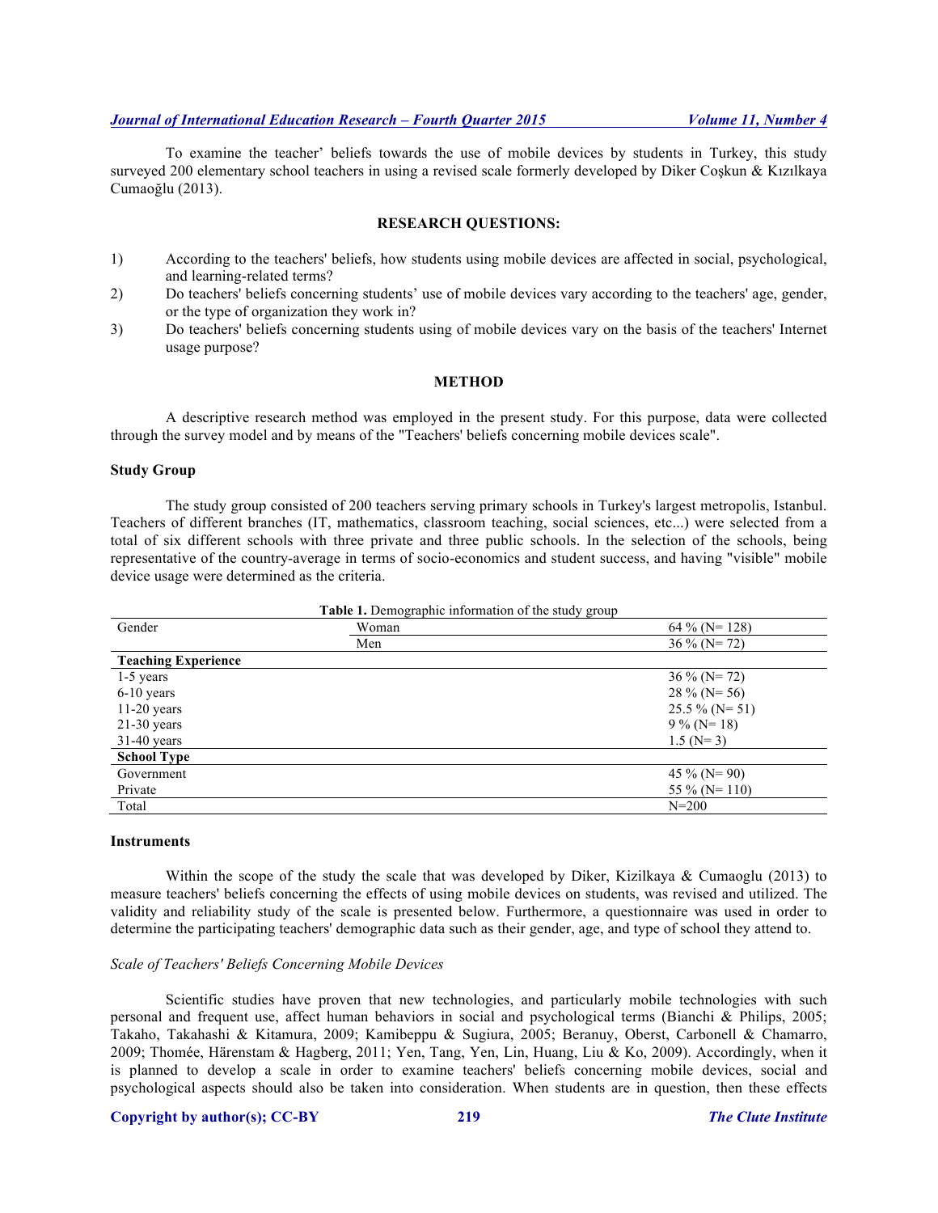To examine the teacher' beliefs towards the use of mobile devices by students in Turkey, this study surveyed 200 elementary school teachers in using a revised scale formerly developed by Diker Coşkun & Kızılkaya Cumaoğlu (2013).

## RESEARCH QUESTIONS:

1) According to the teachers' beliefs, how students using mobile devices are affected in social, psychological, and learning-related terms?
2) Do teachers' beliefs concerning students' use of mobile devices vary according to the teachers' age, gender, or the type of organization they work in?
3) Do teachers' beliefs concerning students using of mobile devices vary on the basis of the teachers' Internet usage purpose?

## METHOD

A descriptive research method was employed in the present study. For this purpose, data were collected through the survey model and by means of the "Teachers' beliefs concerning mobile devices scale".

### Study Group

The study group consisted of 200 teachers serving primary schools in Turkey's largest metropolis, Istanbul. Teachers of different branches (IT, mathematics, classroom teaching, social sciences, etc...) were selected from a total of six different schools with three private and three public schools. In the selection of the schools, being representative of the country-average in terms of socio-economics and student success, and having "visible" mobile device usage were determined as the criteria.

**Table 1.** Demographic information of the study group

| | | |
|---|---|---|
| Gender | Woman | 64 % (N= 128) |
| | Men | 36 % (N= 72) |
| **Teaching Experience** | | |
| 1-5 years | | 36 % (N= 72) |
| 6-10 years | | 28 % (N= 56) |
| 11-20 years | | 25.5 % (N= 51) |
| 21-30 years | | 9 % (N= 18) |
| 31-40 years | | 1.5 (N= 3) |
| **School Type** | | |
| Government | | 45 % (N= 90) |
| Private | | 55 % (N= 110) |
| Total | | N=200 |

### Instruments

Within the scope of the study the scale that was developed by Diker, Kizilkaya & Cumaoglu (2013) to measure teachers' beliefs concerning the effects of using mobile devices on students, was revised and utilized. The validity and reliability study of the scale is presented below. Furthermore, a questionnaire was used in order to determine the participating teachers' demographic data such as their gender, age, and type of school they attend to.

*Scale of Teachers' Beliefs Concerning Mobile Devices*

Scientific studies have proven that new technologies, and particularly mobile technologies with such personal and frequent use, affect human behaviors in social and psychological terms (Bianchi & Philips, 2005; Takaho, Takahashi & Kitamura, 2009; Kamibeppu & Sugiura, 2005; Beranuy, Oberst, Carbonell & Chamarro, 2009; Thomée, Härenstam & Hagberg, 2011; Yen, Tang, Yen, Lin, Huang, Liu & Ko, 2009). Accordingly, when it is planned to develop a scale in order to examine teachers' beliefs concerning mobile devices, social and psychological aspects should also be taken into consideration. When students are in question, then these effects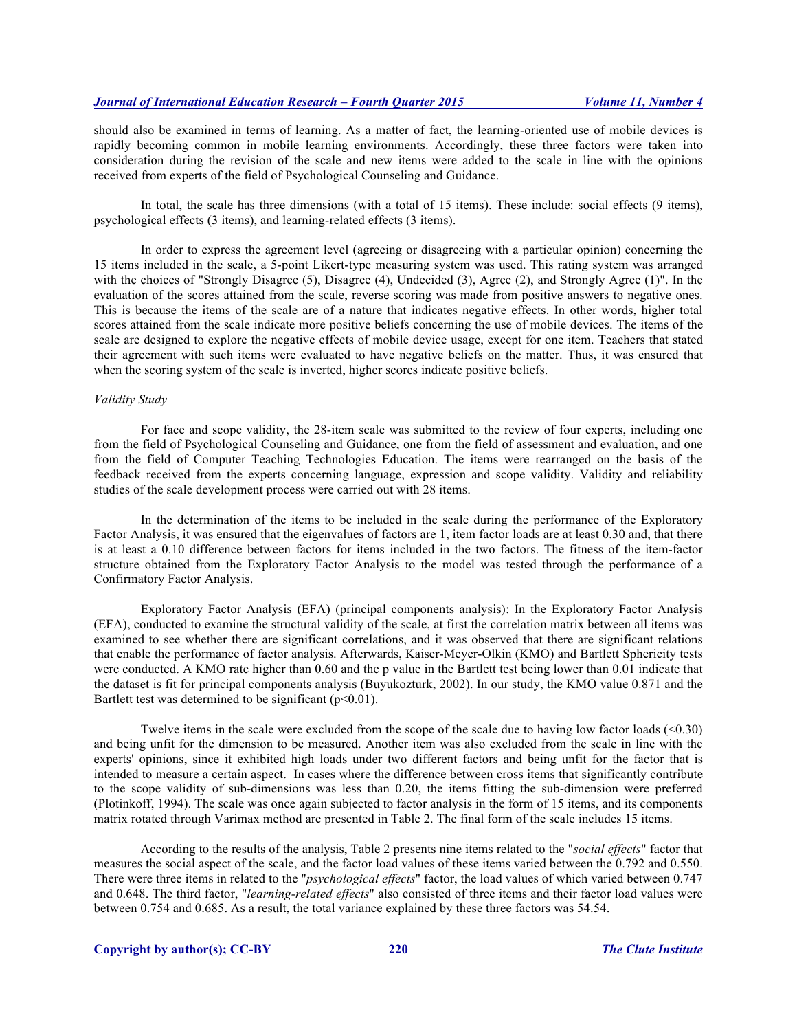should also be examined in terms of learning. As a matter of fact, the learning-oriented use of mobile devices is rapidly becoming common in mobile learning environments. Accordingly, these three factors were taken into consideration during the revision of the scale and new items were added to the scale in line with the opinions received from experts of the field of Psychological Counseling and Guidance.

In total, the scale has three dimensions (with a total of 15 items). These include: social effects (9 items), psychological effects (3 items), and learning-related effects (3 items).

In order to express the agreement level (agreeing or disagreeing with a particular opinion) concerning the 15 items included in the scale, a 5-point Likert-type measuring system was used. This rating system was arranged with the choices of "Strongly Disagree (5), Disagree (4), Undecided (3), Agree (2), and Strongly Agree (1)". In the evaluation of the scores attained from the scale, reverse scoring was made from positive answers to negative ones. This is because the items of the scale are of a nature that indicates negative effects. In other words, higher total scores attained from the scale indicate more positive beliefs concerning the use of mobile devices. The items of the scale are designed to explore the negative effects of mobile device usage, except for one item. Teachers that stated their agreement with such items were evaluated to have negative beliefs on the matter. Thus, it was ensured that when the scoring system of the scale is inverted, higher scores indicate positive beliefs.

*Validity Study*

For face and scope validity, the 28-item scale was submitted to the review of four experts, including one from the field of Psychological Counseling and Guidance, one from the field of assessment and evaluation, and one from the field of Computer Teaching Technologies Education. The items were rearranged on the basis of the feedback received from the experts concerning language, expression and scope validity. Validity and reliability studies of the scale development process were carried out with 28 items.

In the determination of the items to be included in the scale during the performance of the Exploratory Factor Analysis, it was ensured that the eigenvalues of factors are 1, item factor loads are at least 0.30 and, that there is at least a 0.10 difference between factors for items included in the two factors. The fitness of the item-factor structure obtained from the Exploratory Factor Analysis to the model was tested through the performance of a Confirmatory Factor Analysis.

Exploratory Factor Analysis (EFA) (principal components analysis): In the Exploratory Factor Analysis (EFA), conducted to examine the structural validity of the scale, at first the correlation matrix between all items was examined to see whether there are significant correlations, and it was observed that there are significant relations that enable the performance of factor analysis. Afterwards, Kaiser-Meyer-Olkin (KMO) and Bartlett Sphericity tests were conducted. A KMO rate higher than 0.60 and the p value in the Bartlett test being lower than 0.01 indicate that the dataset is fit for principal components analysis (Buyukozturk, 2002). In our study, the KMO value 0.871 and the Bartlett test was determined to be significant ($p<0.01$).

Twelve items in the scale were excluded from the scope of the scale due to having low factor loads ($<0.30$) and being unfit for the dimension to be measured. Another item was also excluded from the scale in line with the experts' opinions, since it exhibited high loads under two different factors and being unfit for the factor that is intended to measure a certain aspect. In cases where the difference between cross items that significantly contribute to the scope validity of sub-dimensions was less than 0.20, the items fitting the sub-dimension were preferred (Plotinkoff, 1994). The scale was once again subjected to factor analysis in the form of 15 items, and its components matrix rotated through Varimax method are presented in Table 2. The final form of the scale includes 15 items.

According to the results of the analysis, Table 2 presents nine items related to the "*social effects*" factor that measures the social aspect of the scale, and the factor load values of these items varied between the 0.792 and 0.550. There were three items in related to the "*psychological effects*" factor, the load values of which varied between 0.747 and 0.648. The third factor, "*learning-related effects*" also consisted of three items and their factor load values were between 0.754 and 0.685. As a result, the total variance explained by these three factors was 54.54.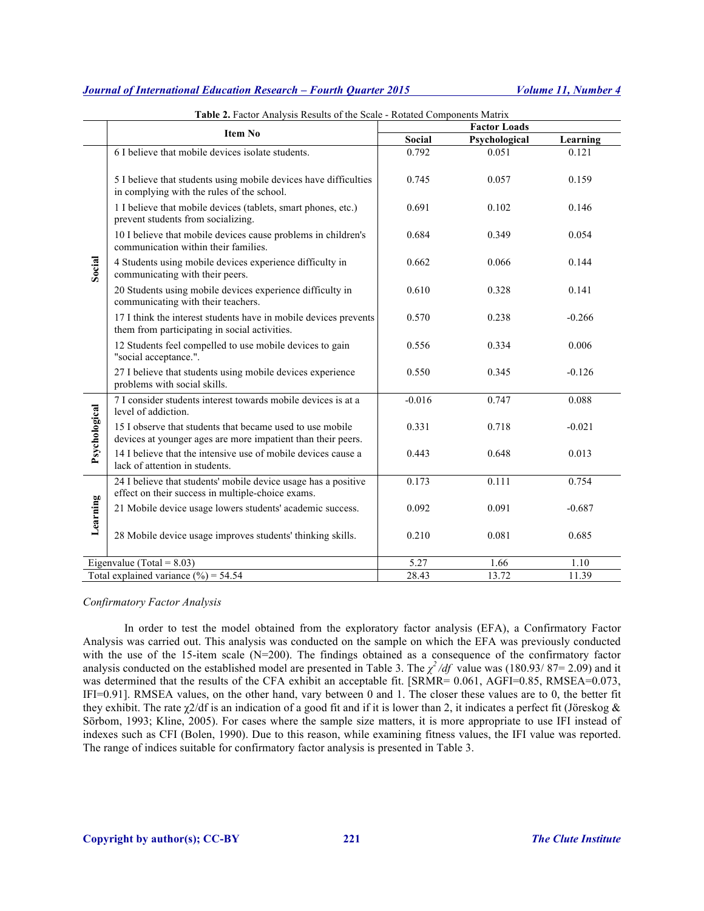**Table 2.** Factor Analysis Results of the Scale - Rotated Components Matrix

| | Item No | Factor Loads | | |
|---|---|---|---|---|
| | | Social | Psychological | Learning |
| Social | 6 I believe that mobile devices isolate students. | 0.792 | 0.051 | 0.121 |
| | 5 I believe that students using mobile devices have difficulties in complying with the rules of the school. | 0.745 | 0.057 | 0.159 |
| | 1 I believe that mobile devices (tablets, smart phones, etc.) prevent students from socializing. | 0.691 | 0.102 | 0.146 |
| | 10 I believe that mobile devices cause problems in children's communication within their families. | 0.684 | 0.349 | 0.054 |
| | 4 Students using mobile devices experience difficulty in communicating with their peers. | 0.662 | 0.066 | 0.144 |
| | 20 Students using mobile devices experience difficulty in communicating with their teachers. | 0.610 | 0.328 | 0.141 |
| | 17 I think the interest students have in mobile devices prevents them from participating in social activities. | 0.570 | 0.238 | -0.266 |
| | 12 Students feel compelled to use mobile devices to gain "social acceptance.". | 0.556 | 0.334 | 0.006 |
| | 27 I believe that students using mobile devices experience problems with social skills. | 0.550 | 0.345 | -0.126 |
| Psychological | 7 I consider students interest towards mobile devices is at a level of addiction. | -0.016 | 0.747 | 0.088 |
| | 15 I observe that students that became used to use mobile devices at younger ages are more impatient than their peers. | 0.331 | 0.718 | -0.021 |
| | 14 I believe that the intensive use of mobile devices cause a lack of attention in students. | 0.443 | 0.648 | 0.013 |
| Learning | 24 I believe that students' mobile device usage has a positive effect on their success in multiple-choice exams. | 0.173 | 0.111 | 0.754 |
| | 21 Mobile device usage lowers students' academic success. | 0.092 | 0.091 | -0.687 |
| | 28 Mobile device usage improves students' thinking skills. | 0.210 | 0.081 | 0.685 |
| Eigenvalue (Total = 8.03) | | 5.27 | 1.66 | 1.10 |
| Total explained variance (%) = 54.54 | | 28.43 | 13.72 | 11.39 |

*Confirmatory Factor Analysis*

In order to test the model obtained from the exploratory factor analysis (EFA), a Confirmatory Factor Analysis was carried out. This analysis was conducted on the sample on which the EFA was previously conducted with the use of the 15-item scale (N=200). The findings obtained as a consequence of the confirmatory factor analysis conducted on the established model are presented in Table 3. The $\chi^2/df$ value was (180.93/ 87= 2.09) and it was determined that the results of the CFA exhibit an acceptable fit. [SRMR= 0.061, AGFI=0.85, RMSEA=0.073, IFI=0.91]. RMSEA values, on the other hand, vary between 0 and 1. The closer these values are to 0, the better fit they exhibit. The rate $\chi^2/df$ is an indication of a good fit and if it is lower than 2, it indicates a perfect fit (Jöreskog & Sörbom, 1993; Kline, 2005). For cases where the sample size matters, it is more appropriate to use IFI instead of indexes such as CFI (Bolen, 1990). Due to this reason, while examining fitness values, the IFI value was reported. The range of indices suitable for confirmatory factor analysis is presented in Table 3.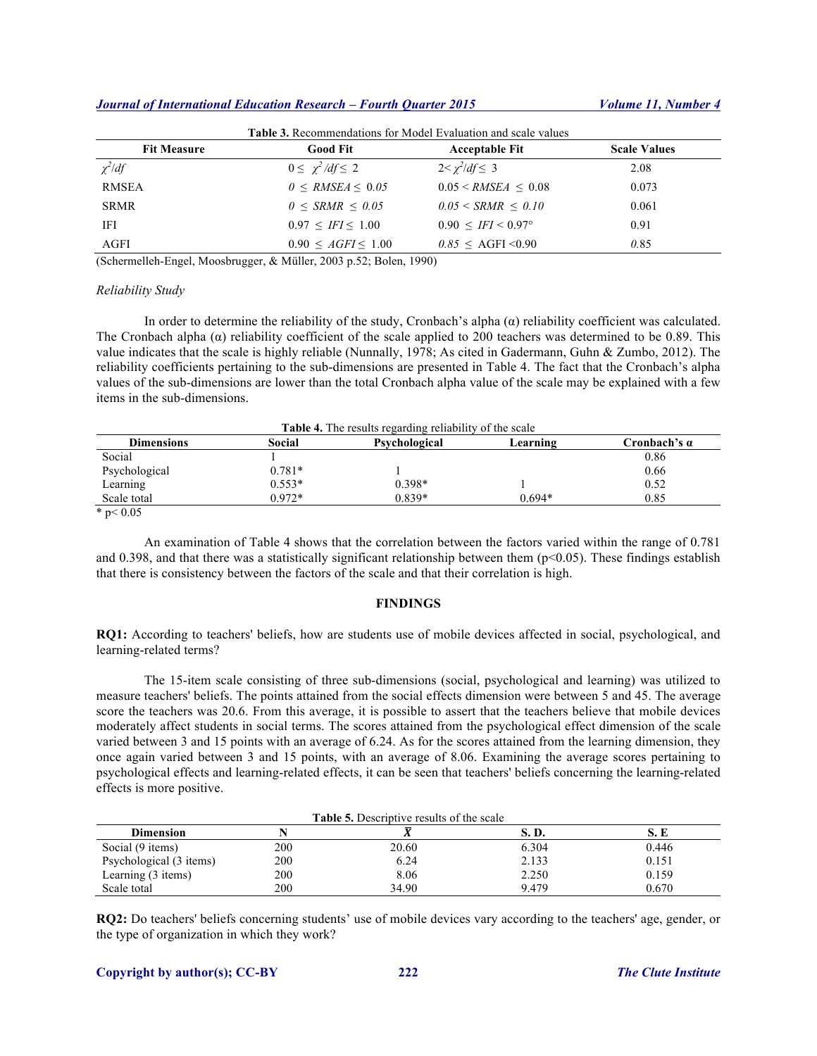**Table 3.** Recommendations for Model Evaluation and scale values

| Fit Measure | Good Fit | Acceptable Fit | Scale Values |
|---|---|---|---|
| $\chi^2/df$ | $0 \leq \chi^2/df \leq 2$ | $2 < \chi^2/df \leq 3$ | 2.08 |
| RMSEA | $0 \leq RMSEA \leq 0.05$ | $0.05 < RMSEA \leq 0.08$ | 0.073 |
| SRMR | $0 \leq SRMR \leq 0.05$ | $0.05 < SRMR \leq 0.10$ | 0.061 |
| IFI | $0.97 \leq IFI \leq 1.00$ | $0.90 \leq IFI < 0.97°$ | 0.91 |
| AGFI | $0.90 \leq AGFI \leq 1.00$ | $0.85 \leq$ AGFI <0.90 | *0.85* |

(Schermelleh-Engel, Moosbrugger, & Müller, 2003 p.52; Bolen, 1990)

*Reliability Study*

In order to determine the reliability of the study, Cronbach's alpha (α) reliability coefficient was calculated. The Cronbach alpha (α) reliability coefficient of the scale applied to 200 teachers was determined to be 0.89. This value indicates that the scale is highly reliable (Nunnally, 1978; As cited in Gadermann, Guhn & Zumbo, 2012). The reliability coefficients pertaining to the sub-dimensions are presented in Table 4. The fact that the Cronbach's alpha values of the sub-dimensions are lower than the total Cronbach alpha value of the scale may be explained with a few items in the sub-dimensions.

**Table 4.** The results regarding reliability of the scale

| Dimensions | Social | Psychological | Learning | Cronbach's α |
|---|---|---|---|---|
| Social | 1 | | | 0.86 |
| Psychological | 0.781* | 1 | | 0.66 |
| Learning | 0.553* | 0.398* | 1 | 0.52 |
| Scale total | 0.972* | 0.839* | 0.694* | 0.85 |

* $p < 0.05$

An examination of Table 4 shows that the correlation between the factors varied within the range of 0.781 and 0.398, and that there was a statistically significant relationship between them ($p<0.05$). These findings establish that there is consistency between the factors of the scale and that their correlation is high.

## FINDINGS

**RQ1:** According to teachers' beliefs, how are students use of mobile devices affected in social, psychological, and learning-related terms?

The 15-item scale consisting of three sub-dimensions (social, psychological and learning) was utilized to measure teachers' beliefs. The points attained from the social effects dimension were between 5 and 45. The average score the teachers was 20.6. From this average, it is possible to assert that the teachers believe that mobile devices moderately affect students in social terms. The scores attained from the psychological effect dimension of the scale varied between 3 and 15 points with an average of 6.24. As for the scores attained from the learning dimension, they once again varied between 3 and 15 points, with an average of 8.06. Examining the average scores pertaining to psychological effects and learning-related effects, it can be seen that teachers' beliefs concerning the learning-related effects is more positive.

**Table 5.** Descriptive results of the scale

| Dimension | N | $\bar{X}$ | S. D. | S. E |
|---|---|---|---|---|
| Social (9 items) | 200 | 20.60 | 6.304 | 0.446 |
| Psychological (3 items) | 200 | 6.24 | 2.133 | 0.151 |
| Learning (3 items) | 200 | 8.06 | 2.250 | 0.159 |
| Scale total | 200 | 34.90 | 9.479 | 0.670 |

**RQ2:** Do teachers' beliefs concerning students' use of mobile devices vary according to the teachers' age, gender, or the type of organization in which they work?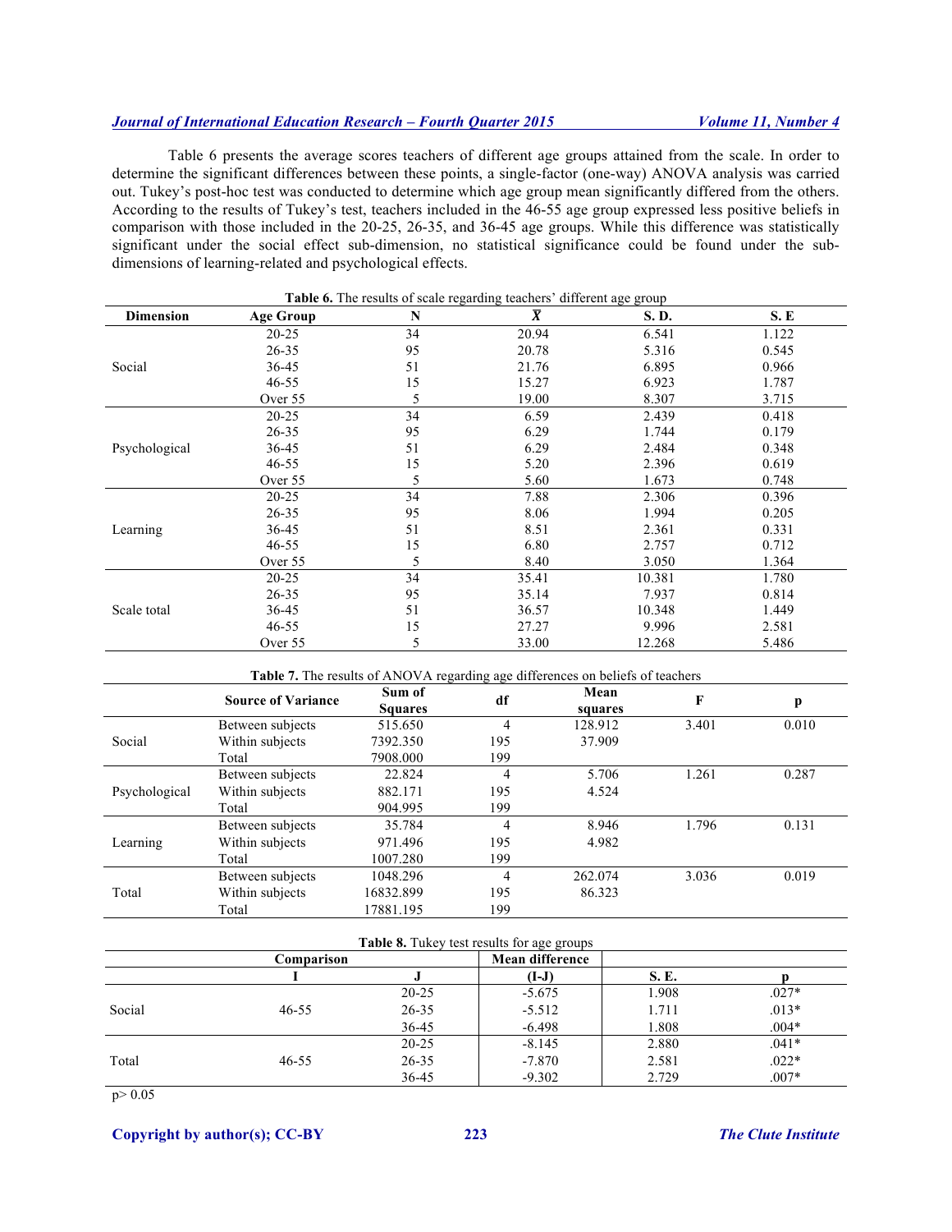Table 6 presents the average scores teachers of different age groups attained from the scale. In order to determine the significant differences between these points, a single-factor (one-way) ANOVA analysis was carried out. Tukey's post-hoc test was conducted to determine which age group mean significantly differed from the others. According to the results of Tukey's test, teachers included in the 46-55 age group expressed less positive beliefs in comparison with those included in the 20-25, 26-35, and 36-45 age groups. While this difference was statistically significant under the social effect sub-dimension, no statistical significance could be found under the sub-dimensions of learning-related and psychological effects.

**Table 6.** The results of scale regarding teachers' different age group

| Dimension | Age Group | N | $\bar{X}$ | S. D. | S. E |
|---|---|---|---|---|---|
| Social | 20-25 | 34 | 20.94 | 6.541 | 1.122 |
| | 26-35 | 95 | 20.78 | 5.316 | 0.545 |
| | 36-45 | 51 | 21.76 | 6.895 | 0.966 |
| | 46-55 | 15 | 15.27 | 6.923 | 1.787 |
| | Over 55 | 5 | 19.00 | 8.307 | 3.715 |
| Psychological | 20-25 | 34 | 6.59 | 2.439 | 0.418 |
| | 26-35 | 95 | 6.29 | 1.744 | 0.179 |
| | 36-45 | 51 | 6.29 | 2.484 | 0.348 |
| | 46-55 | 15 | 5.20 | 2.396 | 0.619 |
| | Over 55 | 5 | 5.60 | 1.673 | 0.748 |
| Learning | 20-25 | 34 | 7.88 | 2.306 | 0.396 |
| | 26-35 | 95 | 8.06 | 1.994 | 0.205 |
| | 36-45 | 51 | 8.51 | 2.361 | 0.331 |
| | 46-55 | 15 | 6.80 | 2.757 | 0.712 |
| | Over 55 | 5 | 8.40 | 3.050 | 1.364 |
| Scale total | 20-25 | 34 | 35.41 | 10.381 | 1.780 |
| | 26-35 | 95 | 35.14 | 7.937 | 0.814 |
| | 36-45 | 51 | 36.57 | 10.348 | 1.449 |
| | 46-55 | 15 | 27.27 | 9.996 | 2.581 |
| | Over 55 | 5 | 33.00 | 12.268 | 5.486 |

**Table 7.** The results of ANOVA regarding age differences on beliefs of teachers

| | Source of Variance | Sum of Squares | df | Mean squares | F | p |
|---|---|---|---|---|---|---|
| Social | Between subjects | 515.650 | 4 | 128.912 | 3.401 | 0.010 |
| | Within subjects | 7392.350 | 195 | 37.909 | | |
| | Total | 7908.000 | 199 | | | |
| Psychological | Between subjects | 22.824 | 4 | 5.706 | 1.261 | 0.287 |
| | Within subjects | 882.171 | 195 | 4.524 | | |
| | Total | 904.995 | 199 | | | |
| Learning | Between subjects | 35.784 | 4 | 8.946 | 1.796 | 0.131 |
| | Within subjects | 971.496 | 195 | 4.982 | | |
| | Total | 1007.280 | 199 | | | |
| Total | Between subjects | 1048.296 | 4 | 262.074 | 3.036 | 0.019 |
| | Within subjects | 16832.899 | 195 | 86.323 | | |
| | Total | 17881.195 | 199 | | | |

**Table 8.** Tukey test results for age groups

| | Comparison | | Mean difference | | |
|---|---|---|---|---|---|
| | I | J | (I-J) | S. E. | p |
| Social | 46-55 | 20-25 | -5.675 | 1.908 | .027* |
| | | 26-35 | -5.512 | 1.711 | .013* |
| | | 36-45 | -6.498 | 1.808 | .004* |
| Total | 46-55 | 20-25 | -8.145 | 2.880 | .041* |
| | | 26-35 | -7.870 | 2.581 | .022* |
| | | 36-45 | -9.302 | 2.729 | .007* |

$p > 0.05$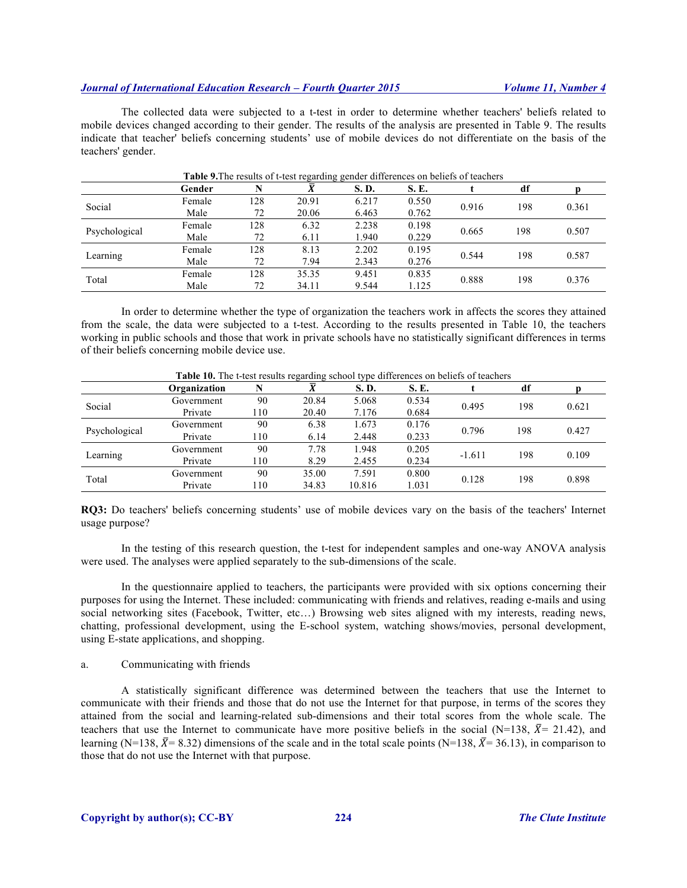The collected data were subjected to a t-test in order to determine whether teachers' beliefs related to mobile devices changed according to their gender. The results of the analysis are presented in Table 9. The results indicate that teacher' beliefs concerning students' use of mobile devices do not differentiate on the basis of the teachers' gender.

**Table 9.** The results of t-test regarding gender differences on beliefs of teachers

| | Gender | N | $\bar{X}$ | S. D. | S. E. | t | df | p |
|---|---|---|---|---|---|---|---|---|
| Social | Female | 128 | 20.91 | 6.217 | 0.550 | 0.916 | 198 | 0.361 |
| | Male | 72 | 20.06 | 6.463 | 0.762 | | | |
| Psychological | Female | 128 | 6.32 | 2.238 | 0.198 | 0.665 | 198 | 0.507 |
| | Male | 72 | 6.11 | 1.940 | 0.229 | | | |
| Learning | Female | 128 | 8.13 | 2.202 | 0.195 | 0.544 | 198 | 0.587 |
| | Male | 72 | 7.94 | 2.343 | 0.276 | | | |
| Total | Female | 128 | 35.35 | 9.451 | 0.835 | 0.888 | 198 | 0.376 |
| | Male | 72 | 34.11 | 9.544 | 1.125 | | | |

In order to determine whether the type of organization the teachers work in affects the scores they attained from the scale, the data were subjected to a t-test. According to the results presented in Table 10, the teachers working in public schools and those that work in private schools have no statistically significant differences in terms of their beliefs concerning mobile device use.

**Table 10.** The t-test results regarding school type differences on beliefs of teachers

| | Organization | N | $\bar{X}$ | S. D. | S. E. | t | df | p |
|---|---|---|---|---|---|---|---|---|
| Social | Government | 90 | 20.84 | 5.068 | 0.534 | 0.495 | 198 | 0.621 |
| | Private | 110 | 20.40 | 7.176 | 0.684 | | | |
| Psychological | Government | 90 | 6.38 | 1.673 | 0.176 | 0.796 | 198 | 0.427 |
| | Private | 110 | 6.14 | 2.448 | 0.233 | | | |
| Learning | Government | 90 | 7.78 | 1.948 | 0.205 | -1.611 | 198 | 0.109 |
| | Private | 110 | 8.29 | 2.455 | 0.234 | | | |
| Total | Government | 90 | 35.00 | 7.591 | 0.800 | 0.128 | 198 | 0.898 |
| | Private | 110 | 34.83 | 10.816 | 1.031 | | | |

**RQ3:** Do teachers' beliefs concerning students' use of mobile devices vary on the basis of the teachers' Internet usage purpose?

In the testing of this research question, the t-test for independent samples and one-way ANOVA analysis were used. The analyses were applied separately to the sub-dimensions of the scale.

In the questionnaire applied to teachers, the participants were provided with six options concerning their purposes for using the Internet. These included: communicating with friends and relatives, reading e-mails and using social networking sites (Facebook, Twitter, etc…) Browsing web sites aligned with my interests, reading news, chatting, professional development, using the E-school system, watching shows/movies, personal development, using E-state applications, and shopping.

a. Communicating with friends

A statistically significant difference was determined between the teachers that use the Internet to communicate with their friends and those that do not use the Internet for that purpose, in terms of the scores they attained from the social and learning-related sub-dimensions and their total scores from the whole scale. The teachers that use the Internet to communicate have more positive beliefs in the social (N=138, $\bar{X}$= 21.42), and learning (N=138, $\bar{X}$= 8.32) dimensions of the scale and in the total scale points (N=138, $\bar{X}$= 36.13), in comparison to those that do not use the Internet with that purpose.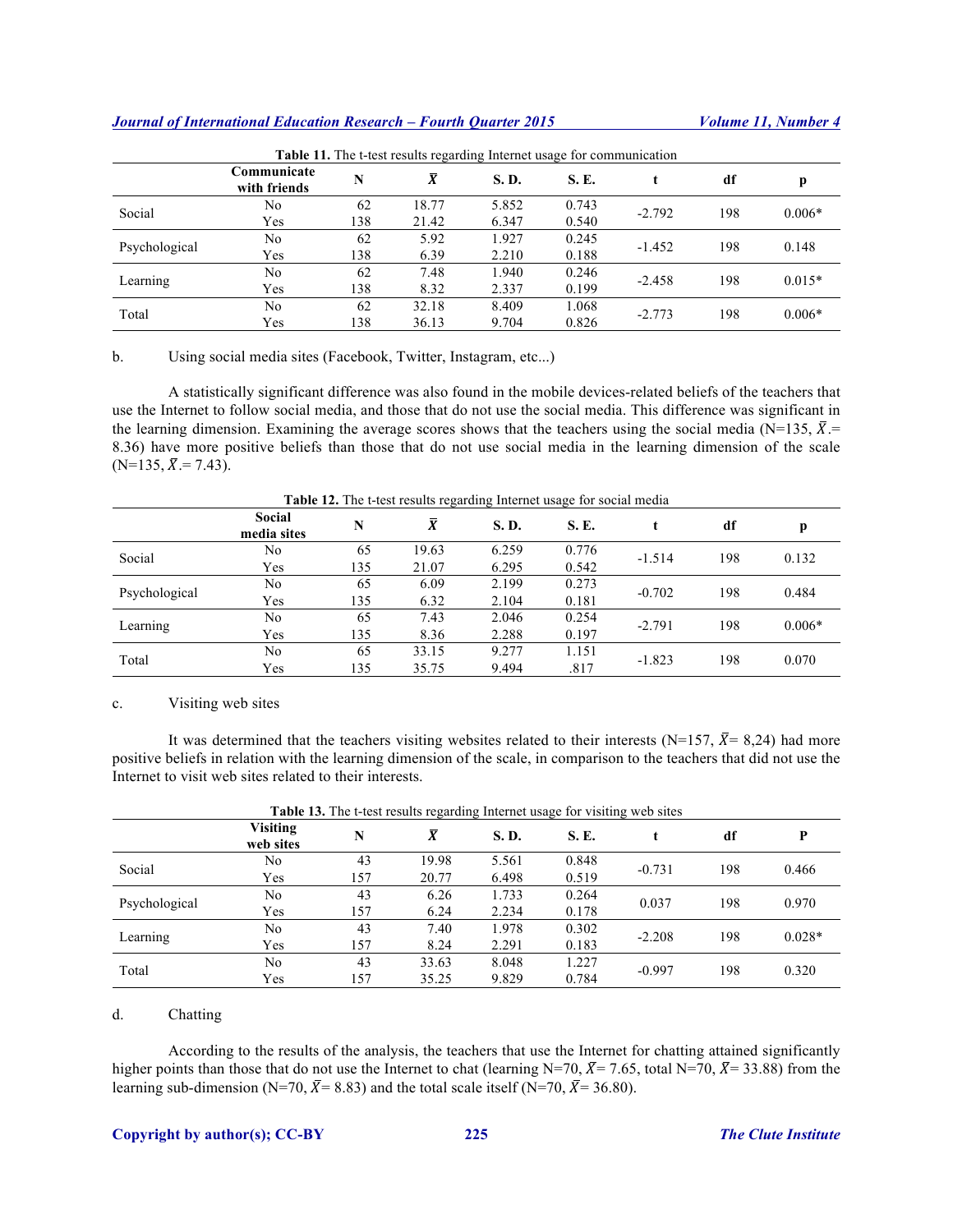**Table 11.** The t-test results regarding Internet usage for communication

| | Communicate with friends | N | $\bar{X}$ | S. D. | S. E. | t | df | p |
|---|---|---|---|---|---|---|---|---|
| Social | No | 62 | 18.77 | 5.852 | 0.743 | -2.792 | 198 | 0.006* |
| | Yes | 138 | 21.42 | 6.347 | 0.540 | | | |
| Psychological | No | 62 | 5.92 | 1.927 | 0.245 | -1.452 | 198 | 0.148 |
| | Yes | 138 | 6.39 | 2.210 | 0.188 | | | |
| Learning | No | 62 | 7.48 | 1.940 | 0.246 | -2.458 | 198 | 0.015* |
| | Yes | 138 | 8.32 | 2.337 | 0.199 | | | |
| Total | No | 62 | 32.18 | 8.409 | 1.068 | -2.773 | 198 | 0.006* |
| | Yes | 138 | 36.13 | 9.704 | 0.826 | | | |

b. Using social media sites (Facebook, Twitter, Instagram, etc...)

A statistically significant difference was also found in the mobile devices-related beliefs of the teachers that use the Internet to follow social media, and those that do not use the social media. This difference was significant in the learning dimension. Examining the average scores shows that the teachers using the social media (N=135, $\bar{X}$.= 8.36) have more positive beliefs than those that do not use social media in the learning dimension of the scale (N=135, $\bar{X}$.= 7.43).

**Table 12.** The t-test results regarding Internet usage for social media

| | Social media sites | N | $\bar{X}$ | S. D. | S. E. | t | df | p |
|---|---|---|---|---|---|---|---|---|
| Social | No | 65 | 19.63 | 6.259 | 0.776 | -1.514 | 198 | 0.132 |
| | Yes | 135 | 21.07 | 6.295 | 0.542 | | | |
| Psychological | No | 65 | 6.09 | 2.199 | 0.273 | -0.702 | 198 | 0.484 |
| | Yes | 135 | 6.32 | 2.104 | 0.181 | | | |
| Learning | No | 65 | 7.43 | 2.046 | 0.254 | -2.791 | 198 | 0.006* |
| | Yes | 135 | 8.36 | 2.288 | 0.197 | | | |
| Total | No | 65 | 33.15 | 9.277 | 1.151 | -1.823 | 198 | 0.070 |
| | Yes | 135 | 35.75 | 9.494 | .817 | | | |

c. Visiting web sites

It was determined that the teachers visiting websites related to their interests (N=157, $\bar{X}$= 8,24) had more positive beliefs in relation with the learning dimension of the scale, in comparison to the teachers that did not use the Internet to visit web sites related to their interests.

**Table 13.** The t-test results regarding Internet usage for visiting web sites

| | Visiting web sites | N | $\bar{X}$ | S. D. | S. E. | t | df | P |
|---|---|---|---|---|---|---|---|---|
| Social | No | 43 | 19.98 | 5.561 | 0.848 | -0.731 | 198 | 0.466 |
| | Yes | 157 | 20.77 | 6.498 | 0.519 | | | |
| Psychological | No | 43 | 6.26 | 1.733 | 0.264 | 0.037 | 198 | 0.970 |
| | Yes | 157 | 6.24 | 2.234 | 0.178 | | | |
| Learning | No | 43 | 7.40 | 1.978 | 0.302 | -2.208 | 198 | 0.028* |
| | Yes | 157 | 8.24 | 2.291 | 0.183 | | | |
| Total | No | 43 | 33.63 | 8.048 | 1.227 | -0.997 | 198 | 0.320 |
| | Yes | 157 | 35.25 | 9.829 | 0.784 | | | |

d. Chatting

According to the results of the analysis, the teachers that use the Internet for chatting attained significantly higher points than those that do not use the Internet to chat (learning N=70, $\bar{X}$= 7.65, total N=70, $\bar{X}$= 33.88) from the learning sub-dimension (N=70, $\bar{X}$= 8.83) and the total scale itself (N=70, $\bar{X}$= 36.80).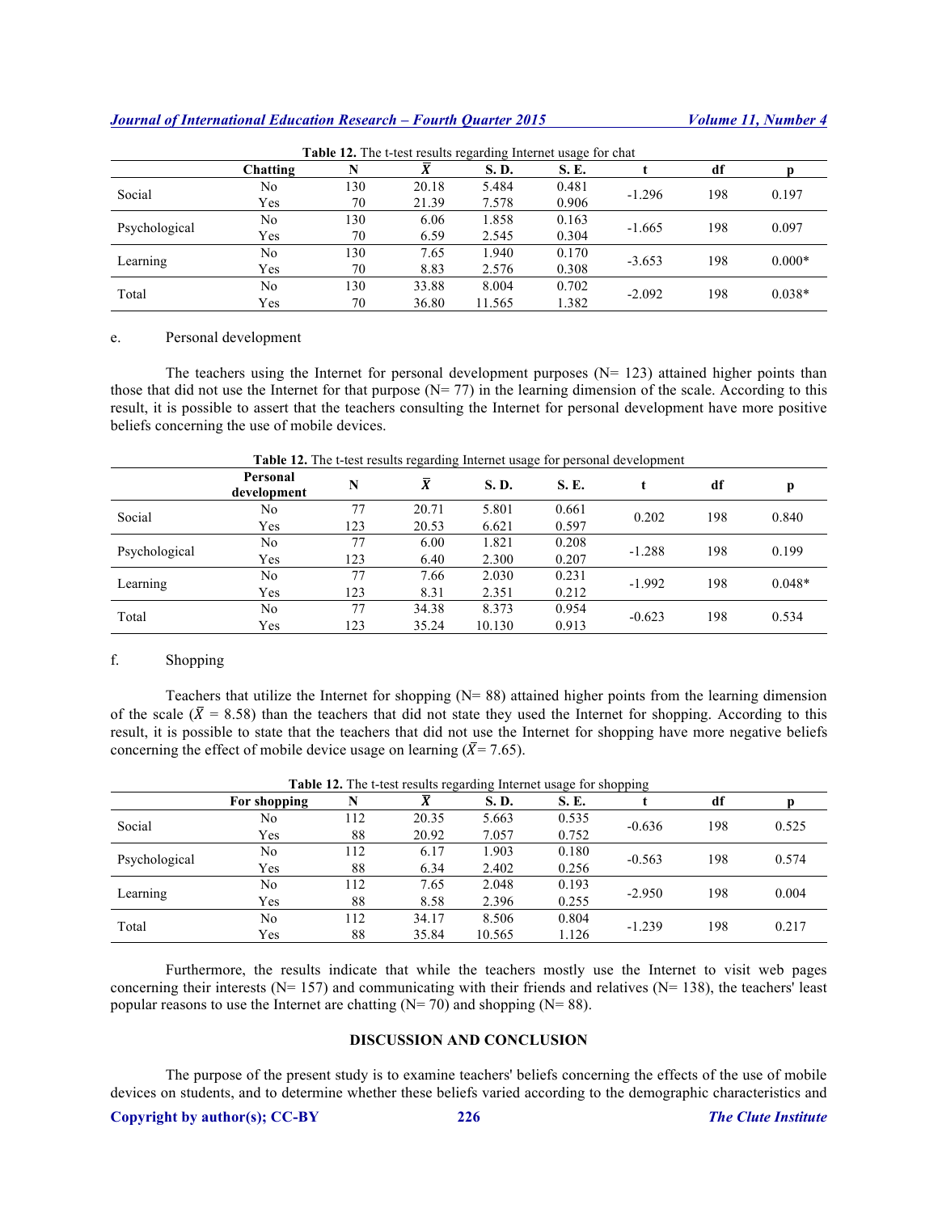**Table 12.** The t-test results regarding Internet usage for chat

| | Chatting | N | $\bar{X}$ | S. D. | S. E. | t | df | p |
|---|---|---|---|---|---|---|---|---|
| Social | No | 130 | 20.18 | 5.484 | 0.481 | -1.296 | 198 | 0.197 |
| | Yes | 70 | 21.39 | 7.578 | 0.906 | | | |
| Psychological | No | 130 | 6.06 | 1.858 | 0.163 | -1.665 | 198 | 0.097 |
| | Yes | 70 | 6.59 | 2.545 | 0.304 | | | |
| Learning | No | 130 | 7.65 | 1.940 | 0.170 | -3.653 | 198 | 0.000* |
| | Yes | 70 | 8.83 | 2.576 | 0.308 | | | |
| Total | No | 130 | 33.88 | 8.004 | 0.702 | -2.092 | 198 | 0.038* |
| | Yes | 70 | 36.80 | 11.565 | 1.382 | | | |

e. Personal development

The teachers using the Internet for personal development purposes (N= 123) attained higher points than those that did not use the Internet for that purpose (N= 77) in the learning dimension of the scale. According to this result, it is possible to assert that the teachers consulting the Internet for personal development have more positive beliefs concerning the use of mobile devices.

**Table 12.** The t-test results regarding Internet usage for personal development

| | Personal development | N | $\bar{X}$ | S. D. | S. E. | t | df | p |
|---|---|---|---|---|---|---|---|---|
| Social | No | 77 | 20.71 | 5.801 | 0.661 | 0.202 | 198 | 0.840 |
| | Yes | 123 | 20.53 | 6.621 | 0.597 | | | |
| Psychological | No | 77 | 6.00 | 1.821 | 0.208 | -1.288 | 198 | 0.199 |
| | Yes | 123 | 6.40 | 2.300 | 0.207 | | | |
| Learning | No | 77 | 7.66 | 2.030 | 0.231 | -1.992 | 198 | 0.048* |
| | Yes | 123 | 8.31 | 2.351 | 0.212 | | | |
| Total | No | 77 | 34.38 | 8.373 | 0.954 | -0.623 | 198 | 0.534 |
| | Yes | 123 | 35.24 | 10.130 | 0.913 | | | |

f. Shopping

Teachers that utilize the Internet for shopping (N= 88) attained higher points from the learning dimension of the scale ($\bar{X}$ = 8.58) than the teachers that did not state they used the Internet for shopping. According to this result, it is possible to state that the teachers that did not use the Internet for shopping have more negative beliefs concerning the effect of mobile device usage on learning ($\bar{X}$= 7.65).

**Table 12.** The t-test results regarding Internet usage for shopping

| | For shopping | N | $\bar{X}$ | S. D. | S. E. | t | df | p |
|---|---|---|---|---|---|---|---|---|
| Social | No | 112 | 20.35 | 5.663 | 0.535 | -0.636 | 198 | 0.525 |
| | Yes | 88 | 20.92 | 7.057 | 0.752 | | | |
| Psychological | No | 112 | 6.17 | 1.903 | 0.180 | -0.563 | 198 | 0.574 |
| | Yes | 88 | 6.34 | 2.402 | 0.256 | | | |
| Learning | No | 112 | 7.65 | 2.048 | 0.193 | -2.950 | 198 | 0.004 |
| | Yes | 88 | 8.58 | 2.396 | 0.255 | | | |
| Total | No | 112 | 34.17 | 8.506 | 0.804 | -1.239 | 198 | 0.217 |
| | Yes | 88 | 35.84 | 10.565 | 1.126 | | | |

Furthermore, the results indicate that while the teachers mostly use the Internet to visit web pages concerning their interests (N= 157) and communicating with their friends and relatives (N= 138), the teachers' least popular reasons to use the Internet are chatting (N= 70) and shopping (N= 88).

## DISCUSSION AND CONCLUSION

The purpose of the present study is to examine teachers' beliefs concerning the effects of the use of mobile devices on students, and to determine whether these beliefs varied according to the demographic characteristics and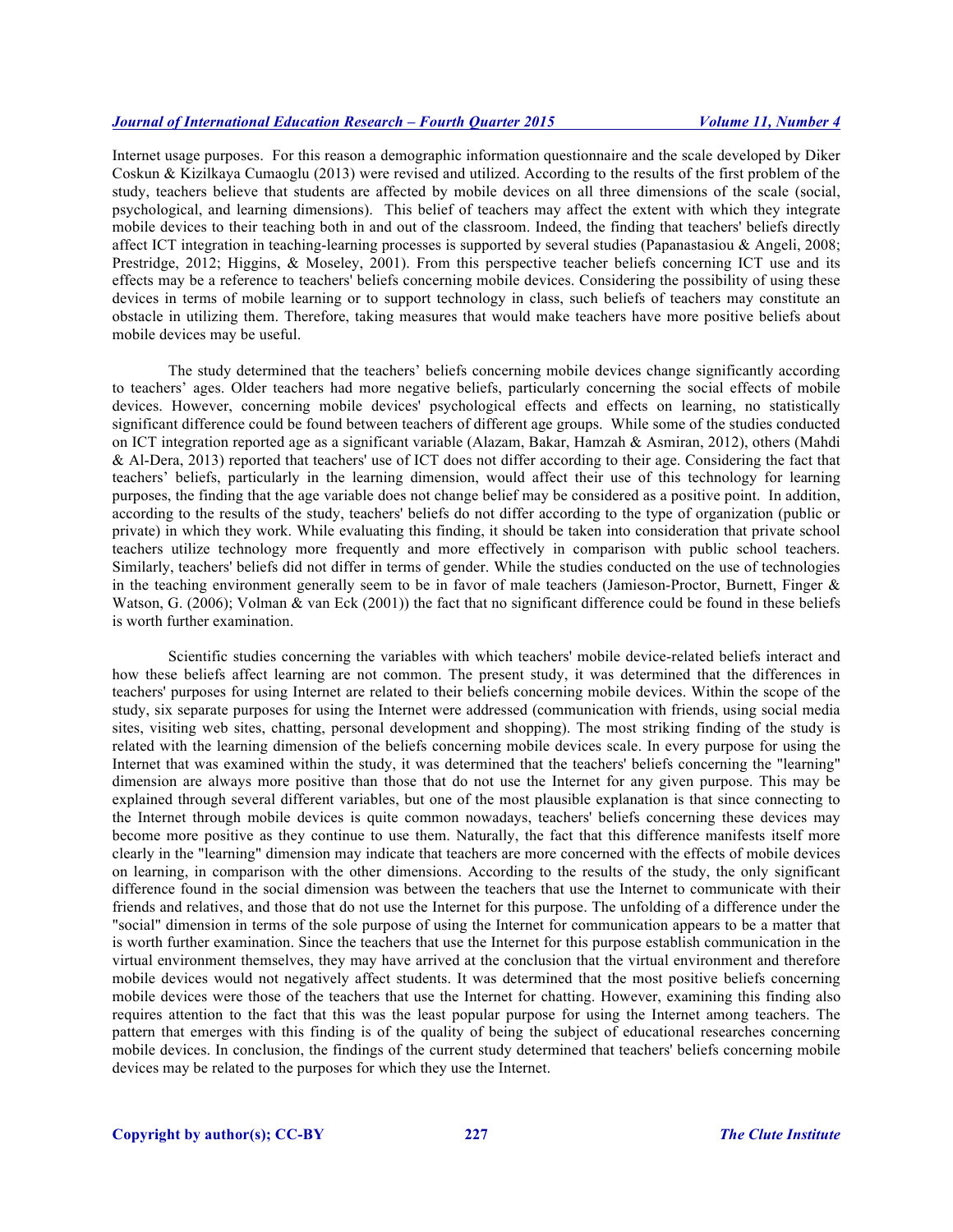Internet usage purposes. For this reason a demographic information questionnaire and the scale developed by Diker Coskun & Kizilkaya Cumaoglu (2013) were revised and utilized. According to the results of the first problem of the study, teachers believe that students are affected by mobile devices on all three dimensions of the scale (social, psychological, and learning dimensions). This belief of teachers may affect the extent with which they integrate mobile devices to their teaching both in and out of the classroom. Indeed, the finding that teachers' beliefs directly affect ICT integration in teaching-learning processes is supported by several studies (Papanastasiou & Angeli, 2008; Prestridge, 2012; Higgins, & Moseley, 2001). From this perspective teacher beliefs concerning ICT use and its effects may be a reference to teachers' beliefs concerning mobile devices. Considering the possibility of using these devices in terms of mobile learning or to support technology in class, such beliefs of teachers may constitute an obstacle in utilizing them. Therefore, taking measures that would make teachers have more positive beliefs about mobile devices may be useful.

The study determined that the teachers' beliefs concerning mobile devices change significantly according to teachers' ages. Older teachers had more negative beliefs, particularly concerning the social effects of mobile devices. However, concerning mobile devices' psychological effects and effects on learning, no statistically significant difference could be found between teachers of different age groups. While some of the studies conducted on ICT integration reported age as a significant variable (Alazam, Bakar, Hamzah & Asmiran, 2012), others (Mahdi & Al-Dera, 2013) reported that teachers' use of ICT does not differ according to their age. Considering the fact that teachers' beliefs, particularly in the learning dimension, would affect their use of this technology for learning purposes, the finding that the age variable does not change belief may be considered as a positive point. In addition, according to the results of the study, teachers' beliefs do not differ according to the type of organization (public or private) in which they work. While evaluating this finding, it should be taken into consideration that private school teachers utilize technology more frequently and more effectively in comparison with public school teachers. Similarly, teachers' beliefs did not differ in terms of gender. While the studies conducted on the use of technologies in the teaching environment generally seem to be in favor of male teachers (Jamieson-Proctor, Burnett, Finger & Watson, G. (2006); Volman & van Eck (2001)) the fact that no significant difference could be found in these beliefs is worth further examination.

Scientific studies concerning the variables with which teachers' mobile device-related beliefs interact and how these beliefs affect learning are not common. The present study, it was determined that the differences in teachers' purposes for using Internet are related to their beliefs concerning mobile devices. Within the scope of the study, six separate purposes for using the Internet were addressed (communication with friends, using social media sites, visiting web sites, chatting, personal development and shopping). The most striking finding of the study is related with the learning dimension of the beliefs concerning mobile devices scale. In every purpose for using the Internet that was examined within the study, it was determined that the teachers' beliefs concerning the "learning" dimension are always more positive than those that do not use the Internet for any given purpose. This may be explained through several different variables, but one of the most plausible explanation is that since connecting to the Internet through mobile devices is quite common nowadays, teachers' beliefs concerning these devices may become more positive as they continue to use them. Naturally, the fact that this difference manifests itself more clearly in the "learning" dimension may indicate that teachers are more concerned with the effects of mobile devices on learning, in comparison with the other dimensions. According to the results of the study, the only significant difference found in the social dimension was between the teachers that use the Internet to communicate with their friends and relatives, and those that do not use the Internet for this purpose. The unfolding of a difference under the "social" dimension in terms of the sole purpose of using the Internet for communication appears to be a matter that is worth further examination. Since the teachers that use the Internet for this purpose establish communication in the virtual environment themselves, they may have arrived at the conclusion that the virtual environment and therefore mobile devices would not negatively affect students. It was determined that the most positive beliefs concerning mobile devices were those of the teachers that use the Internet for chatting. However, examining this finding also requires attention to the fact that this was the least popular purpose for using the Internet among teachers. The pattern that emerges with this finding is of the quality of being the subject of educational researches concerning mobile devices. In conclusion, the findings of the current study determined that teachers' beliefs concerning mobile devices may be related to the purposes for which they use the Internet.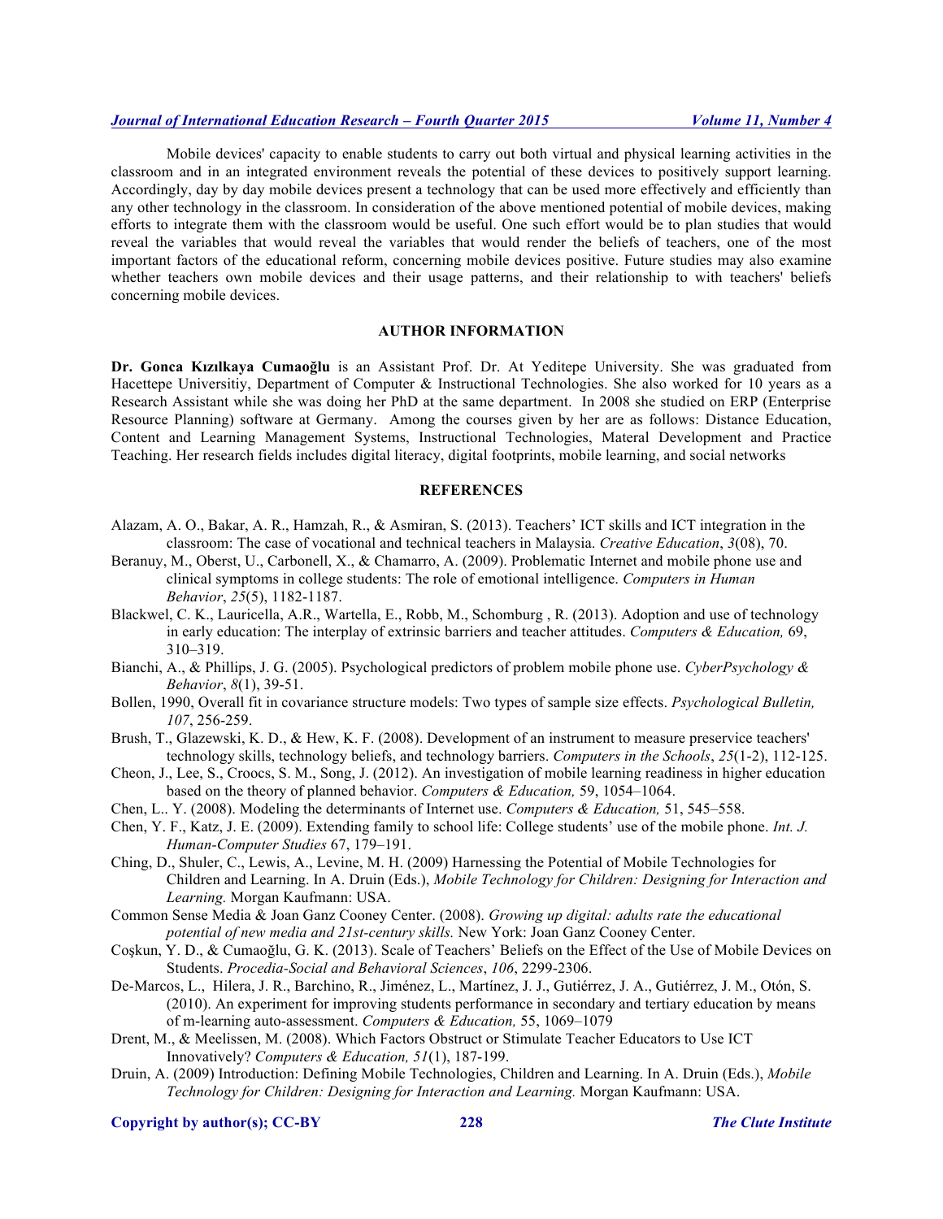Mobile devices' capacity to enable students to carry out both virtual and physical learning activities in the classroom and in an integrated environment reveals the potential of these devices to positively support learning. Accordingly, day by day mobile devices present a technology that can be used more effectively and efficiently than any other technology in the classroom. In consideration of the above mentioned potential of mobile devices, making efforts to integrate them with the classroom would be useful. One such effort would be to plan studies that would reveal the variables that would reveal the variables that would render the beliefs of teachers, one of the most important factors of the educational reform, concerning mobile devices positive. Future studies may also examine whether teachers own mobile devices and their usage patterns, and their relationship to with teachers' beliefs concerning mobile devices.

## AUTHOR INFORMATION

**Dr. Gonca Kızılkaya Cumaoğlu** is an Assistant Prof. Dr. At Yeditepe University. She was graduated from Hacettepe Universitiy, Department of Computer & Instructional Technologies. She also worked for 10 years as a Research Assistant while she was doing her PhD at the same department. In 2008 she studied on ERP (Enterprise Resource Planning) software at Germany. Among the courses given by her are as follows: Distance Education, Content and Learning Management Systems, Instructional Technologies, Materal Development and Practice Teaching. Her research fields includes digital literacy, digital footprints, mobile learning, and social networks

## REFERENCES

Alazam, A. O., Bakar, A. R., Hamzah, R., & Asmiran, S. (2013). Teachers' ICT skills and ICT integration in the classroom: The case of vocational and technical teachers in Malaysia. *Creative Education*, *3*(08), 70.

Beranuy, M., Oberst, U., Carbonell, X., & Chamarro, A. (2009). Problematic Internet and mobile phone use and clinical symptoms in college students: The role of emotional intelligence. *Computers in Human Behavior*, *25*(5), 1182-1187.

Blackwel, C. K., Lauricella, A.R., Wartella, E., Robb, M., Schomburg , R. (2013). Adoption and use of technology in early education: The interplay of extrinsic barriers and teacher attitudes. *Computers & Education,* 69, 310–319.

Bianchi, A., & Phillips, J. G. (2005). Psychological predictors of problem mobile phone use. *CyberPsychology & Behavior*, *8*(1), 39-51.

Bollen, 1990, Overall fit in covariance structure models: Two types of sample size effects. *Psychological Bulletin, 107*, 256-259.

Brush, T., Glazewski, K. D., & Hew, K. F. (2008). Development of an instrument to measure preservice teachers' technology skills, technology beliefs, and technology barriers. *Computers in the Schools*, *25*(1-2), 112-125.

Cheon, J., Lee, S., Croocs, S. M., Song, J. (2012). An investigation of mobile learning readiness in higher education based on the theory of planned behavior. *Computers & Education,* 59, 1054–1064.

Chen, L.. Y. (2008). Modeling the determinants of Internet use. *Computers & Education,* 51, 545–558.

Chen, Y. F., Katz, J. E. (2009). Extending family to school life: College students' use of the mobile phone. *Int. J. Human-Computer Studies* 67, 179–191.

Ching, D., Shuler, C., Lewis, A., Levine, M. H. (2009) Harnessing the Potential of Mobile Technologies for Children and Learning. In A. Druin (Eds.), *Mobile Technology for Children: Designing for Interaction and Learning.* Morgan Kaufmann: USA.

Common Sense Media & Joan Ganz Cooney Center. (2008). *Growing up digital: adults rate the educational potential of new media and 21st-century skills.* New York: Joan Ganz Cooney Center.

Coşkun, Y. D., & Cumaoğlu, G. K. (2013). Scale of Teachers' Beliefs on the Effect of the Use of Mobile Devices on Students. *Procedia-Social and Behavioral Sciences*, *106*, 2299-2306.

De-Marcos, L., Hilera, J. R., Barchino, R., Jiménez, L., Martínez, J. J., Gutiérrez, J. A., Gutiérrez, J. M., Otón, S. (2010). An experiment for improving students performance in secondary and tertiary education by means of m-learning auto-assessment. *Computers & Education,* 55, 1069–1079

Drent, M., & Meelissen, M. (2008). Which Factors Obstruct or Stimulate Teacher Educators to Use ICT Innovatively? *Computers & Education, 51*(1), 187-199.

Druin, A. (2009) Introduction: Defining Mobile Technologies, Children and Learning. In A. Druin (Eds.), *Mobile Technology for Children: Designing for Interaction and Learning.* Morgan Kaufmann: USA.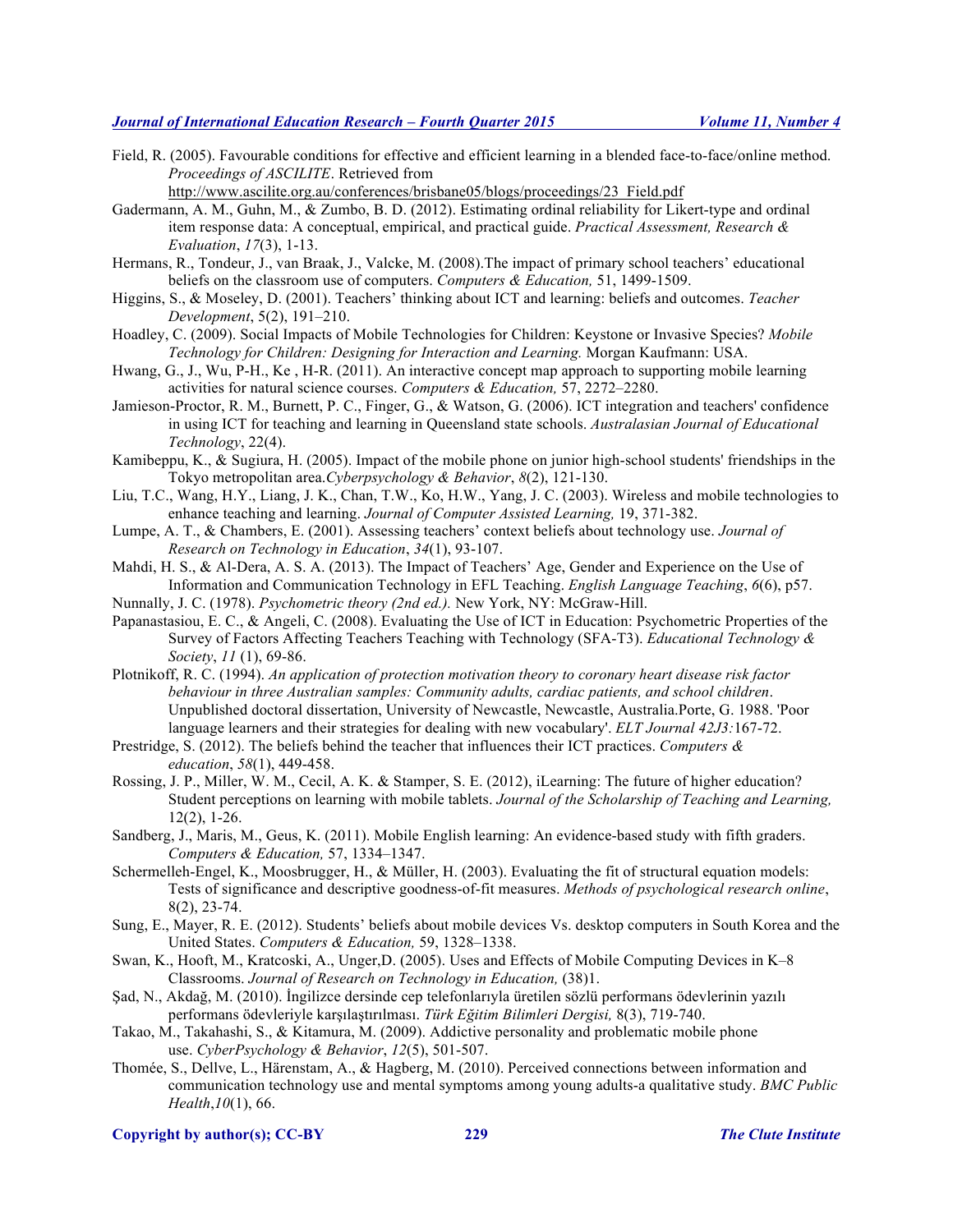Field, R. (2005). Favourable conditions for effective and efficient learning in a blended face-to-face/online method. *Proceedings of ASCILITE*. Retrieved from http://www.ascilite.org.au/conferences/brisbane05/blogs/proceedings/23_Field.pdf

Gadermann, A. M., Guhn, M., & Zumbo, B. D. (2012). Estimating ordinal reliability for Likert-type and ordinal item response data: A conceptual, empirical, and practical guide. *Practical Assessment, Research & Evaluation*, *17*(3), 1-13.

Hermans, R., Tondeur, J., van Braak, J., Valcke, M. (2008).The impact of primary school teachers' educational beliefs on the classroom use of computers. *Computers & Education,* 51, 1499-1509.

Higgins, S., & Moseley, D. (2001). Teachers' thinking about ICT and learning: beliefs and outcomes. *Teacher Development*, 5(2), 191–210.

Hoadley, C. (2009). Social Impacts of Mobile Technologies for Children: Keystone or Invasive Species? *Mobile Technology for Children: Designing for Interaction and Learning.* Morgan Kaufmann: USA.

Hwang, G., J., Wu, P-H., Ke , H-R. (2011). An interactive concept map approach to supporting mobile learning activities for natural science courses. *Computers & Education,* 57, 2272–2280.

Jamieson-Proctor, R. M., Burnett, P. C., Finger, G., & Watson, G. (2006). ICT integration and teachers' confidence in using ICT for teaching and learning in Queensland state schools. *Australasian Journal of Educational Technology*, 22(4).

Kamibeppu, K., & Sugiura, H. (2005). Impact of the mobile phone on junior high-school students' friendships in the Tokyo metropolitan area.*Cyberpsychology & Behavior*, *8*(2), 121-130.

Liu, T.C., Wang, H.Y., Liang, J. K., Chan, T.W., Ko, H.W., Yang, J. C. (2003). Wireless and mobile technologies to enhance teaching and learning. *Journal of Computer Assisted Learning,* 19, 371-382.

Lumpe, A. T., & Chambers, E. (2001). Assessing teachers' context beliefs about technology use. *Journal of Research on Technology in Education*, *34*(1), 93-107.

Mahdi, H. S., & Al-Dera, A. S. A. (2013). The Impact of Teachers' Age, Gender and Experience on the Use of Information and Communication Technology in EFL Teaching. *English Language Teaching*, *6*(6), p57.

Nunnally, J. C. (1978). *Psychometric theory (2nd ed.).* New York, NY: McGraw-Hill.

Papanastasiou, E. C., & Angeli, C. (2008). Evaluating the Use of ICT in Education: Psychometric Properties of the Survey of Factors Affecting Teachers Teaching with Technology (SFA-T3). *Educational Technology & Society*, *11* (1), 69-86.

Plotnikoff, R. C. (1994). *An application of protection motivation theory to coronary heart disease risk factor behaviour in three Australian samples: Community adults, cardiac patients, and school children*. Unpublished doctoral dissertation, University of Newcastle, Newcastle, Australia.Porte, G. 1988. 'Poor language learners and their strategies for dealing with new vocabulary'. *ELT Journal 42J3:*167-72.

Prestridge, S. (2012). The beliefs behind the teacher that influences their ICT practices. *Computers & education*, *58*(1), 449-458.

Rossing, J. P., Miller, W. M., Cecil, A. K. & Stamper, S. E. (2012), iLearning: The future of higher education? Student perceptions on learning with mobile tablets. *Journal of the Scholarship of Teaching and Learning,* 12(2), 1-26.

Sandberg, J., Maris, M., Geus, K. (2011). Mobile English learning: An evidence-based study with fifth graders. *Computers & Education,* 57, 1334–1347.

Schermelleh-Engel, K., Moosbrugger, H., & Müller, H. (2003). Evaluating the fit of structural equation models: Tests of significance and descriptive goodness-of-fit measures. *Methods of psychological research online*, 8(2), 23-74.

Sung, E., Mayer, R. E. (2012). Students' beliefs about mobile devices Vs. desktop computers in South Korea and the United States. *Computers & Education,* 59, 1328–1338.

Swan, K., Hooft, M., Kratcoski, A., Unger,D. (2005). Uses and Effects of Mobile Computing Devices in K–8 Classrooms. *Journal of Research on Technology in Education,* (38)1.

Şad, N., Akdağ, M. (2010). İngilizce dersinde cep telefonlarıyla üretilen sözlü performans ödevlerinin yazılı performans ödevleriyle karşılaştırılması. *Türk Eğitim Bilimleri Dergisi,* 8(3), 719-740.

Takao, M., Takahashi, S., & Kitamura, M. (2009). Addictive personality and problematic mobile phone use. *CyberPsychology & Behavior*, *12*(5), 501-507.

Thomée, S., Dellve, L., Härenstam, A., & Hagberg, M. (2010). Perceived connections between information and communication technology use and mental symptoms among young adults-a qualitative study. *BMC Public Health*,*10*(1), 66.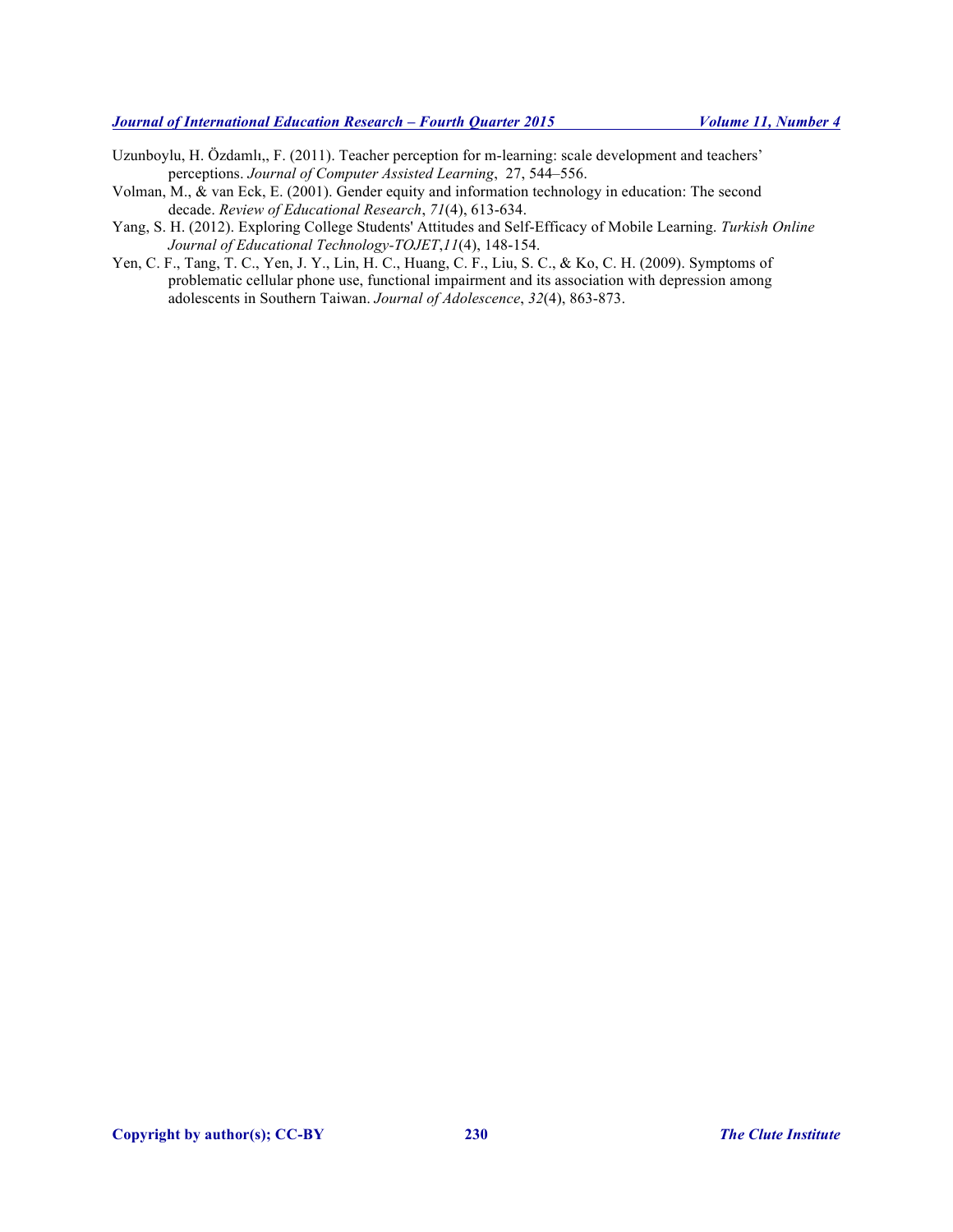Uzunboylu, H. Özdamlı,, F. (2011). Teacher perception for m-learning: scale development and teachers' perceptions. *Journal of Computer Assisted Learning*, 27, 544–556.

Volman, M., & van Eck, E. (2001). Gender equity and information technology in education: The second decade. *Review of Educational Research*, *71*(4), 613-634.

Yang, S. H. (2012). Exploring College Students' Attitudes and Self-Efficacy of Mobile Learning. *Turkish Online Journal of Educational Technology-TOJET*,*11*(4), 148-154.

Yen, C. F., Tang, T. C., Yen, J. Y., Lin, H. C., Huang, C. F., Liu, S. C., & Ko, C. H. (2009). Symptoms of problematic cellular phone use, functional impairment and its association with depression among adolescents in Southern Taiwan. *Journal of Adolescence*, *32*(4), 863-873.